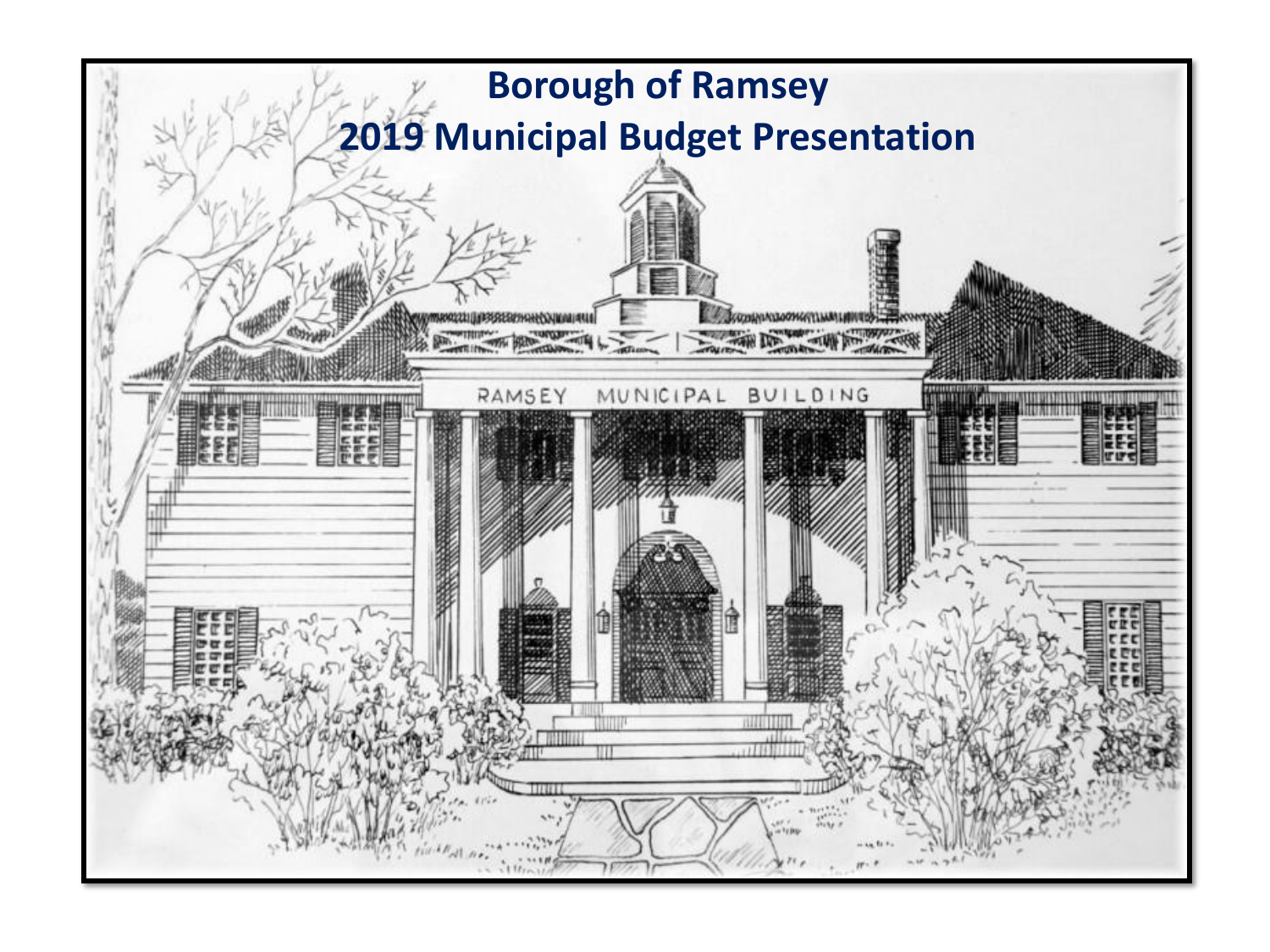# Borough of Ramsey
# 2019 Municipal Budget Presentation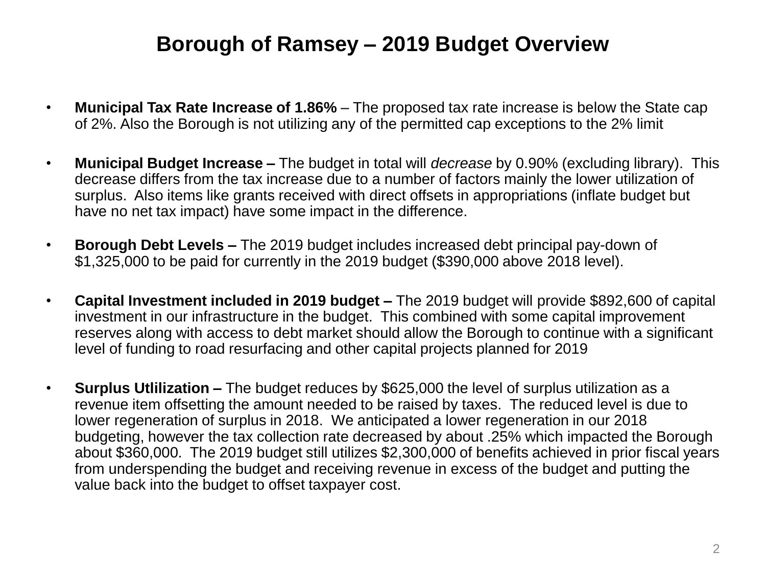# Borough of Ramsey – 2019 Budget Overview

- **Municipal Tax Rate Increase of 1.86%** – The proposed tax rate increase is below the State cap of 2%. Also the Borough is not utilizing any of the permitted cap exceptions to the 2% limit

- **Municipal Budget Increase –** The budget in total will *decrease* by 0.90% (excluding library). This decrease differs from the tax increase due to a number of factors mainly the lower utilization of surplus. Also items like grants received with direct offsets in appropriations (inflate budget but have no net tax impact) have some impact in the difference.

- **Borough Debt Levels –** The 2019 budget includes increased debt principal pay-down of $1,325,000 to be paid for currently in the 2019 budget ($390,000 above 2018 level).

- **Capital Investment included in 2019 budget –** The 2019 budget will provide $892,600 of capital investment in our infrastructure in the budget. This combined with some capital improvement reserves along with access to debt market should allow the Borough to continue with a significant level of funding to road resurfacing and other capital projects planned for 2019

- **Surplus Utlilization –** The budget reduces by $625,000 the level of surplus utilization as a revenue item offsetting the amount needed to be raised by taxes. The reduced level is due to lower regeneration of surplus in 2018. We anticipated a lower regeneration in our 2018 budgeting, however the tax collection rate decreased by about .25% which impacted the Borough about $360,000. The 2019 budget still utilizes $2,300,000 of benefits achieved in prior fiscal years from underspending the budget and receiving revenue in excess of the budget and putting the value back into the budget to offset taxpayer cost.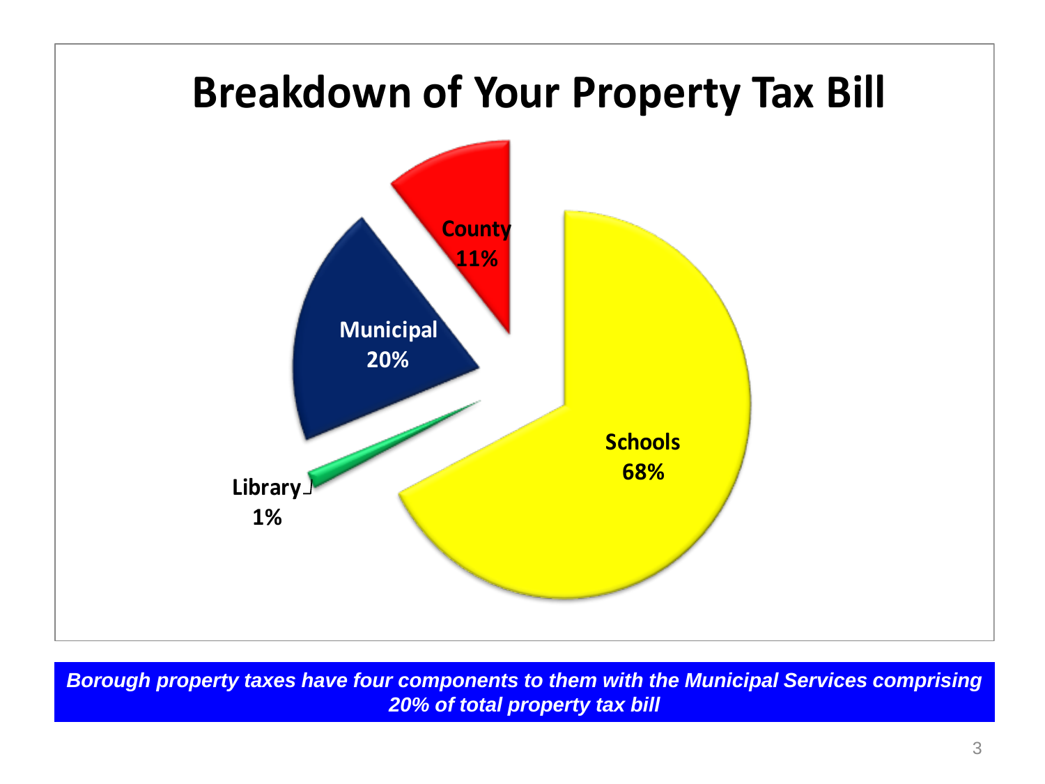# Breakdown of Your Property Tax Bill

County 11%

Municipal 20%

Library 1%

Schools 68%

***Borough property taxes have four components to them with the Municipal Services comprising 20% of total property tax bill***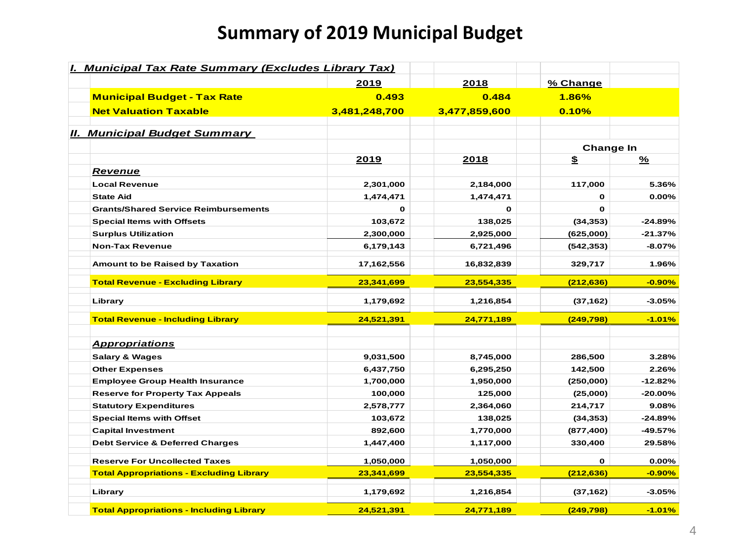# Summary of 2019 Municipal Budget

| *I. Municipal Tax Rate Summary (Excludes Library Tax)* | | | | |
|---|---|---|---|---|
| | 2019 | 2018 | % Change | |
| **Municipal Budget - Tax Rate** | **0.493** | **0.484** | **1.86%** | |
| **Net Valuation Taxable** | **3,481,248,700** | **3,477,859,600** | **0.10%** | |

| *II. Municipal Budget Summary* | | | | |
|---|---|---|---|---|
| | | | Change In | |
| | 2019 | 2018 | $ | % |
| ***Revenue*** | | | | |
| Local Revenue | 2,301,000 | 2,184,000 | 117,000 | 5.36% |
| State Aid | 1,474,471 | 1,474,471 | 0 | 0.00% |
| Grants/Shared Service Reimbursements | 0 | 0 | 0 | |
| Special Items with Offsets | 103,672 | 138,025 | (34,353) | -24.89% |
| Surplus Utilization | 2,300,000 | 2,925,000 | (625,000) | -21.37% |
| Non-Tax Revenue | 6,179,143 | 6,721,496 | (542,353) | -8.07% |
| Amount to be Raised by Taxation | 17,162,556 | 16,832,839 | 329,717 | 1.96% |
| **Total Revenue - Excluding Library** | **23,341,699** | **23,554,335** | **(212,636)** | **-0.90%** |
| Library | 1,179,692 | 1,216,854 | (37,162) | -3.05% |
| **Total Revenue - Including Library** | **24,521,391** | **24,771,189** | **(249,798)** | **-1.01%** |
| ***Appropriations*** | | | | |
| Salary & Wages | 9,031,500 | 8,745,000 | 286,500 | 3.28% |
| Other Expenses | 6,437,750 | 6,295,250 | 142,500 | 2.26% |
| Employee Group Health Insurance | 1,700,000 | 1,950,000 | (250,000) | -12.82% |
| Reserve for Property Tax Appeals | 100,000 | 125,000 | (25,000) | -20.00% |
| Statutory Expenditures | 2,578,777 | 2,364,060 | 214,717 | 9.08% |
| Special Items with Offset | 103,672 | 138,025 | (34,353) | -24.89% |
| Capital Investment | 892,600 | 1,770,000 | (877,400) | -49.57% |
| Debt Service & Deferred Charges | 1,447,400 | 1,117,000 | 330,400 | 29.58% |
| Reserve For Uncollected Taxes | 1,050,000 | 1,050,000 | 0 | 0.00% |
| **Total Appropriations - Excluding Library** | **23,341,699** | **23,554,335** | **(212,636)** | **-0.90%** |
| Library | 1,179,692 | 1,216,854 | (37,162) | -3.05% |
| **Total Appropriations - Including Library** | **24,521,391** | **24,771,189** | **(249,798)** | **-1.01%** |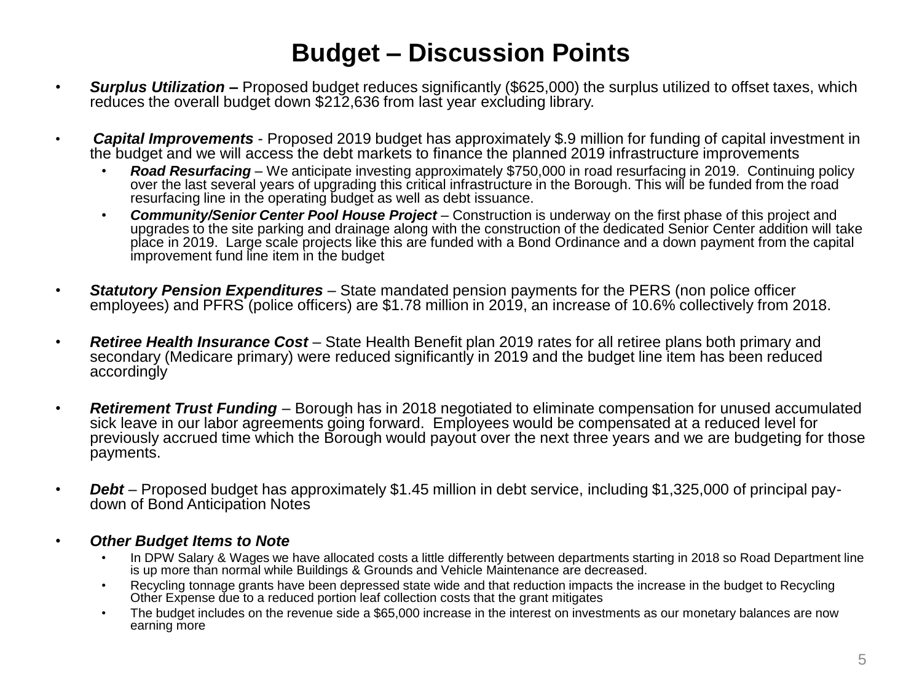# Budget – Discussion Points

- ***Surplus Utilization –*** Proposed budget reduces significantly ($625,000) the surplus utilized to offset taxes, which reduces the overall budget down $212,636 from last year excluding library.

- ***Capital Improvements*** - Proposed 2019 budget has approximately $.9 million for funding of capital investment in the budget and we will access the debt markets to finance the planned 2019 infrastructure improvements
  - ***Road Resurfacing*** – We anticipate investing approximately $750,000 in road resurfacing in 2019. Continuing policy over the last several years of upgrading this critical infrastructure in the Borough. This will be funded from the road resurfacing line in the operating budget as well as debt issuance.
  - ***Community/Senior Center Pool House Project*** – Construction is underway on the first phase of this project and upgrades to the site parking and drainage along with the construction of the dedicated Senior Center addition will take place in 2019. Large scale projects like this are funded with a Bond Ordinance and a down payment from the capital improvement fund line item in the budget

- ***Statutory Pension Expenditures*** – State mandated pension payments for the PERS (non police officer employees) and PFRS (police officers) are $1.78 million in 2019, an increase of 10.6% collectively from 2018.

- ***Retiree Health Insurance Cost*** – State Health Benefit plan 2019 rates for all retiree plans both primary and secondary (Medicare primary) were reduced significantly in 2019 and the budget line item has been reduced accordingly

- ***Retirement Trust Funding*** – Borough has in 2018 negotiated to eliminate compensation for unused accumulated sick leave in our labor agreements going forward. Employees would be compensated at a reduced level for previously accrued time which the Borough would payout over the next three years and we are budgeting for those payments.

- ***Debt*** – Proposed budget has approximately $1.45 million in debt service, including $1,325,000 of principal pay-down of Bond Anticipation Notes

- ***Other Budget Items to Note***
  - In DPW Salary & Wages we have allocated costs a little differently between departments starting in 2018 so Road Department line is up more than normal while Buildings & Grounds and Vehicle Maintenance are decreased.
  - Recycling tonnage grants have been depressed state wide and that reduction impacts the increase in the budget to Recycling Other Expense due to a reduced portion leaf collection costs that the grant mitigates
  - The budget includes on the revenue side a $65,000 increase in the interest on investments as our monetary balances are now earning more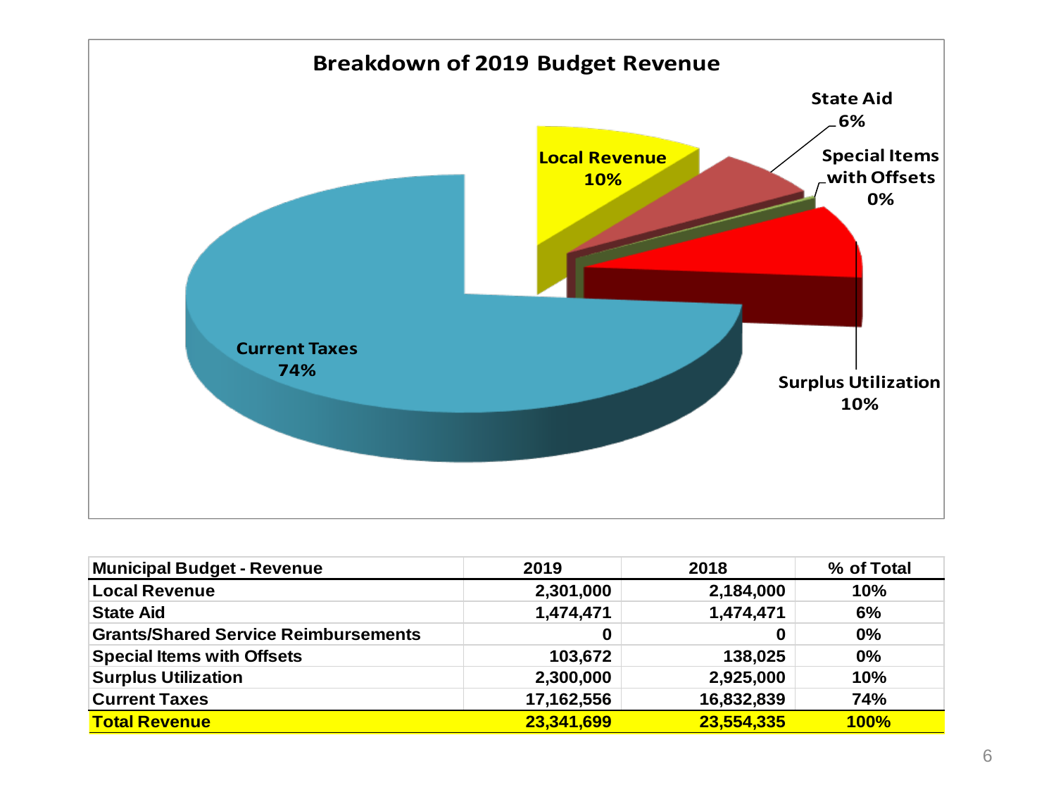## Breakdown of 2019 Budget Revenue

Current Taxes 74%

Local Revenue 10%

State Aid 6%

Special Items with Offsets 0%

Surplus Utilization 10%

| Municipal Budget - Revenue | 2019 | 2018 | % of Total |
|---|---|---|---|
| Local Revenue | 2,301,000 | 2,184,000 | 10% |
| State Aid | 1,474,471 | 1,474,471 | 6% |
| Grants/Shared Service Reimbursements | 0 | 0 | 0% |
| Special Items with Offsets | 103,672 | 138,025 | 0% |
| Surplus Utilization | 2,300,000 | 2,925,000 | 10% |
| Current Taxes | 17,162,556 | 16,832,839 | 74% |
| **Total Revenue** | **23,341,699** | **23,554,335** | **100%** |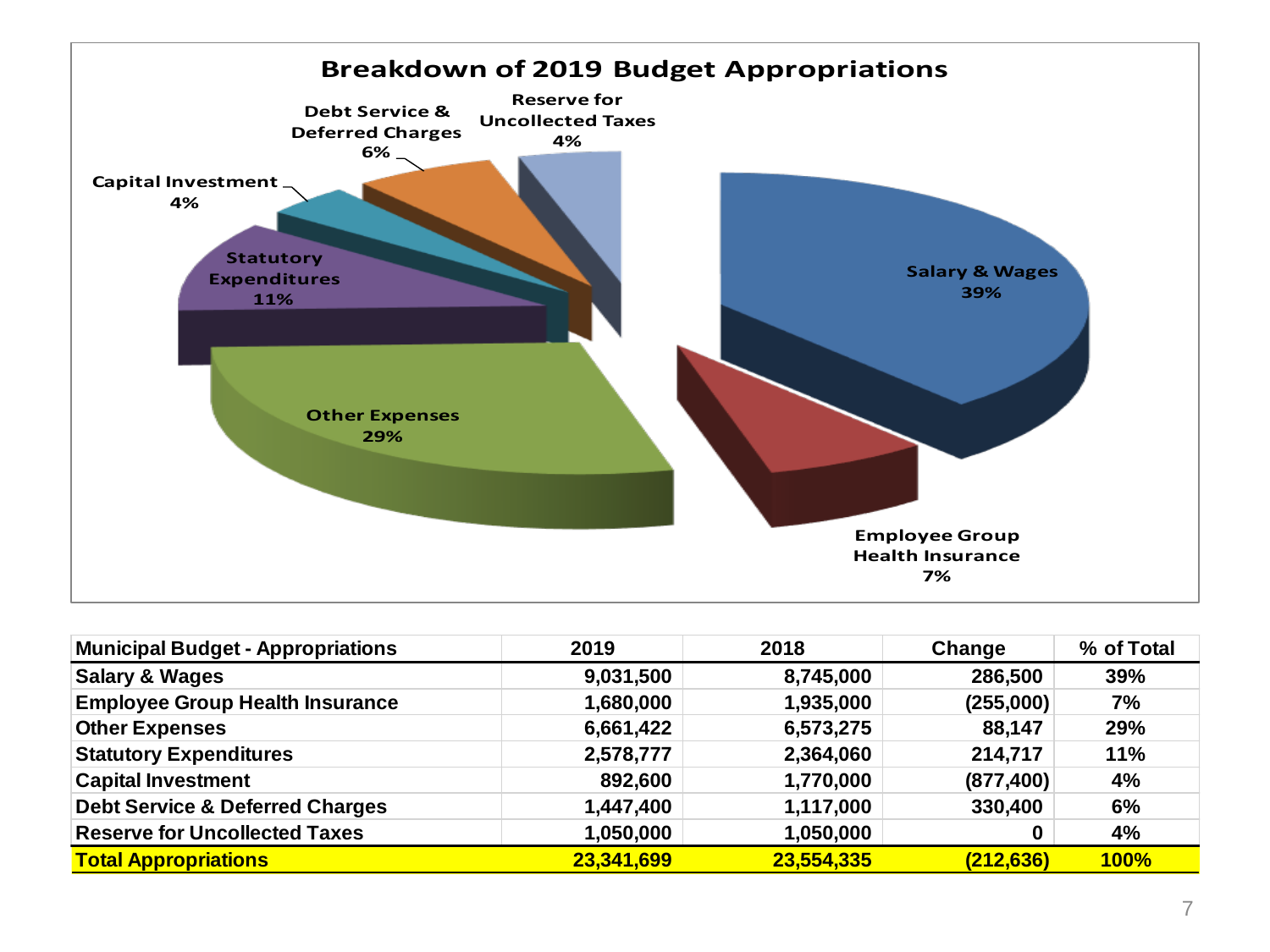## Breakdown of 2019 Budget Appropriations

Salary & Wages 39%
Employee Group Health Insurance 7%
Other Expenses 29%
Statutory Expenditures 11%
Capital Investment 4%
Debt Service & Deferred Charges 6%
Reserve for Uncollected Taxes 4%

| Municipal Budget - Appropriations | 2019 | 2018 | Change | % of Total |
|---|---|---|---|---|
| Salary & Wages | 9,031,500 | 8,745,000 | 286,500 | 39% |
| Employee Group Health Insurance | 1,680,000 | 1,935,000 | (255,000) | 7% |
| Other Expenses | 6,661,422 | 6,573,275 | 88,147 | 29% |
| Statutory Expenditures | 2,578,777 | 2,364,060 | 214,717 | 11% |
| Capital Investment | 892,600 | 1,770,000 | (877,400) | 4% |
| Debt Service & Deferred Charges | 1,447,400 | 1,117,000 | 330,400 | 6% |
| Reserve for Uncollected Taxes | 1,050,000 | 1,050,000 | 0 | 4% |
| **Total Appropriations** | **23,341,699** | **23,554,335** | **(212,636)** | **100%** |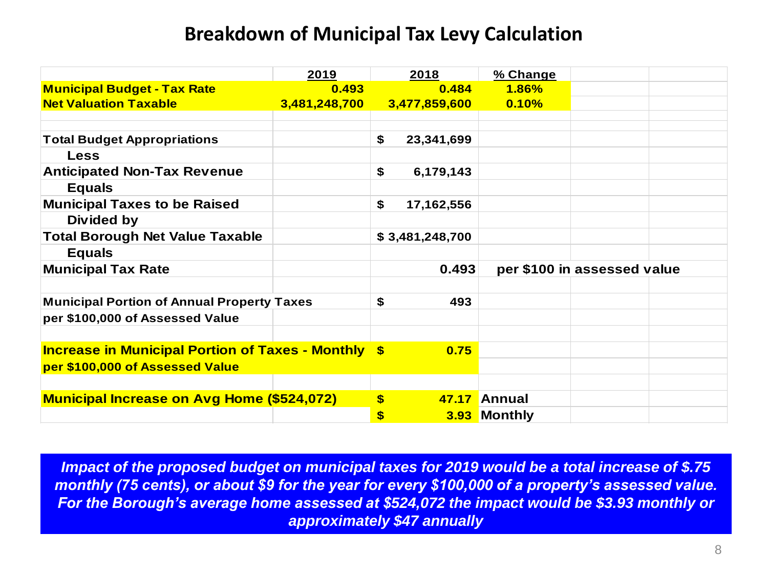# Breakdown of Municipal Tax Levy Calculation

| | 2019 | 2018 | % Change |
|---|---|---|---|
| **Municipal Budget - Tax Rate** | **0.493** | **0.484** | **1.86%** |
| **Net Valuation Taxable** | **3,481,248,700** | **3,477,859,600** | **0.10%** |
| | | | |
| **Total Budget Appropriations** | | **$ 23,341,699** | |
| **Less** | | | |
| **Anticipated Non-Tax Revenue** | | **$ 6,179,143** | |
| **Equals** | | | |
| **Municipal Taxes to be Raised** | | **$ 17,162,556** | |
| **Divided by** | | | |
| **Total Borough Net Value Taxable** | | **$ 3,481,248,700** | |
| **Equals** | | | |
| **Municipal Tax Rate** | | **0.493** | **per $100 in assessed value** |
| | | | |
| **Municipal Portion of Annual Property Taxes per $100,000 of Assessed Value** | | **$ 493** | |
| | | | |
| **Increase in Municipal Portion of Taxes - Monthly per $100,000 of Assessed Value** | | **$ 0.75** | |
| | | | |
| **Municipal Increase on Avg Home ($524,072)** | | **$ 47.17** | **Annual** |
| | | **$ 3.93** | **Monthly** |

***Impact of the proposed budget on municipal taxes for 2019 would be a total increase of $.75 monthly (75 cents), or about $9 for the year for every $100,000 of a property's assessed value. For the Borough's average home assessed at $524,072 the impact would be $3.93 monthly or approximately $47 annually***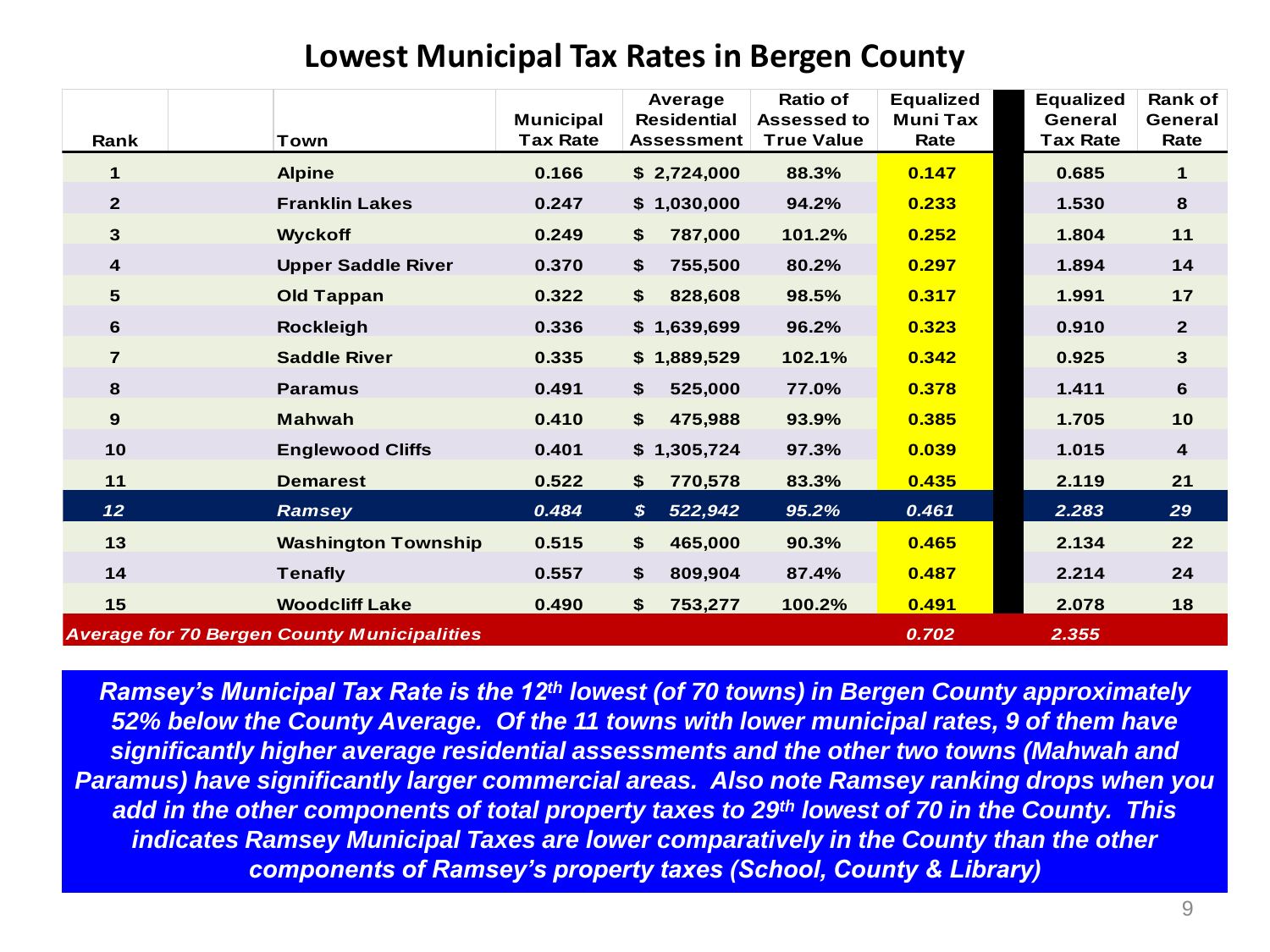# Lowest Municipal Tax Rates in Bergen County

| Rank | Town | Municipal Tax Rate | Average Residential Assessment | Ratio of Assessed to True Value | Equalized Muni Tax Rate | Equalized General Tax Rate | Rank of General Rate |
|---|---|---|---|---|---|---|---|
| 1 | Alpine | 0.166 | $ 2,724,000 | 88.3% | 0.147 | 0.685 | 1 |
| 2 | Franklin Lakes | 0.247 | $ 1,030,000 | 94.2% | 0.233 | 1.530 | 8 |
| 3 | Wyckoff | 0.249 | $ 787,000 | 101.2% | 0.252 | 1.804 | 11 |
| 4 | Upper Saddle River | 0.370 | $ 755,500 | 80.2% | 0.297 | 1.894 | 14 |
| 5 | Old Tappan | 0.322 | $ 828,608 | 98.5% | 0.317 | 1.991 | 17 |
| 6 | Rockleigh | 0.336 | $ 1,639,699 | 96.2% | 0.323 | 0.910 | 2 |
| 7 | Saddle River | 0.335 | $ 1,889,529 | 102.1% | 0.342 | 0.925 | 3 |
| 8 | Paramus | 0.491 | $ 525,000 | 77.0% | 0.378 | 1.411 | 6 |
| 9 | Mahwah | 0.410 | $ 475,988 | 93.9% | 0.385 | 1.705 | 10 |
| 10 | Englewood Cliffs | 0.401 | $ 1,305,724 | 97.3% | 0.039 | 1.015 | 4 |
| 11 | Demarest | 0.522 | $ 770,578 | 83.3% | 0.435 | 2.119 | 21 |
| *12* | *Ramsey* | *0.484* | *$ 522,942* | *95.2%* | *0.461* | *2.283* | *29* |
| 13 | Washington Township | 0.515 | $ 465,000 | 90.3% | 0.465 | 2.134 | 22 |
| 14 | Tenafly | 0.557 | $ 809,904 | 87.4% | 0.487 | 2.214 | 24 |
| 15 | Woodcliff Lake | 0.490 | $ 753,277 | 100.2% | 0.491 | 2.078 | 18 |
| *Average for 70 Bergen County Municipalities* | | | | | *0.702* | *2.355* | |

***Ramsey's Municipal Tax Rate is the 12th lowest (of 70 towns) in Bergen County approximately 52% below the County Average. Of the 11 towns with lower municipal rates, 9 of them have significantly higher average residential assessments and the other two towns (Mahwah and Paramus) have significantly larger commercial areas. Also note Ramsey ranking drops when you add in the other components of total property taxes to 29th lowest of 70 in the County. This indicates Ramsey Municipal Taxes are lower comparatively in the County than the other components of Ramsey's property taxes (School, County & Library)***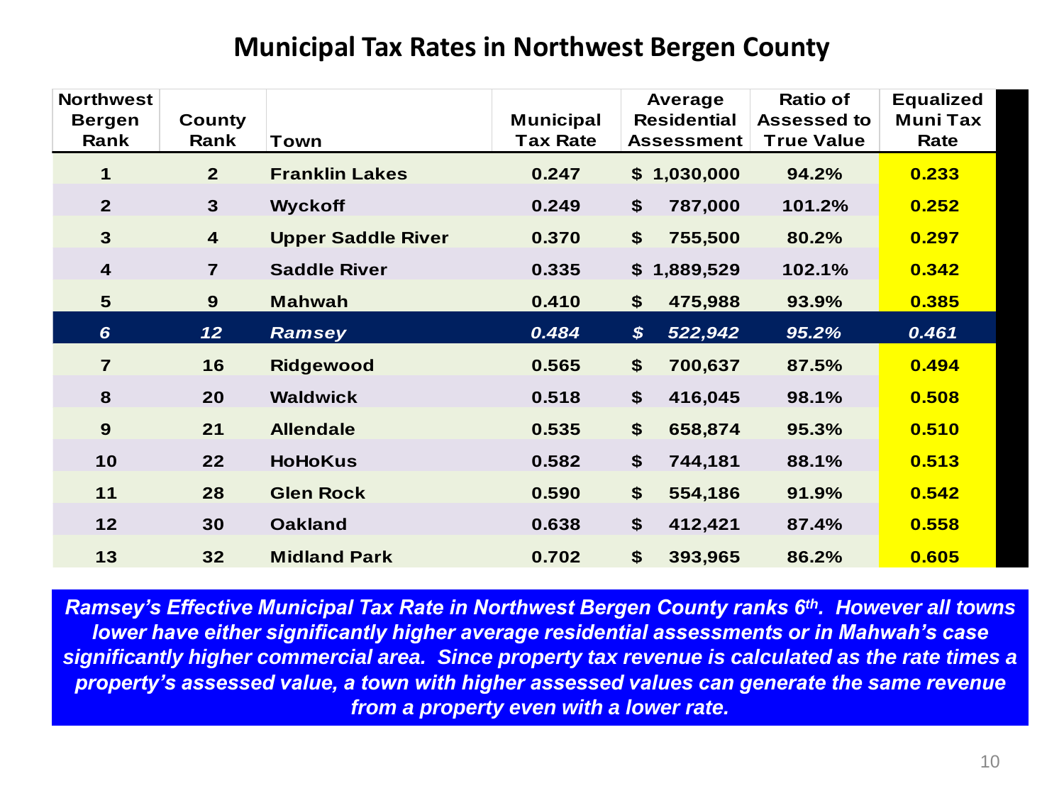# Municipal Tax Rates in Northwest Bergen County

| Northwest Bergen Rank | County Rank | Town | Municipal Tax Rate | Average Residential Assessment | Ratio of Assessed to True Value | Equalized Muni Tax Rate |
|---|---|---|---|---|---|---|
| 1 | 2 | Franklin Lakes | 0.247 | $ 1,030,000 | 94.2% | 0.233 |
| 2 | 3 | Wyckoff | 0.249 | $ 787,000 | 101.2% | 0.252 |
| 3 | 4 | Upper Saddle River | 0.370 | $ 755,500 | 80.2% | 0.297 |
| 4 | 7 | Saddle River | 0.335 | $ 1,889,529 | 102.1% | 0.342 |
| 5 | 9 | Mahwah | 0.410 | $ 475,988 | 93.9% | 0.385 |
| *6* | *12* | *Ramsey* | *0.484* | *$ 522,942* | *95.2%* | *0.461* |
| 7 | 16 | Ridgewood | 0.565 | $ 700,637 | 87.5% | 0.494 |
| 8 | 20 | Waldwick | 0.518 | $ 416,045 | 98.1% | 0.508 |
| 9 | 21 | Allendale | 0.535 | $ 658,874 | 95.3% | 0.510 |
| 10 | 22 | HoHoKus | 0.582 | $ 744,181 | 88.1% | 0.513 |
| 11 | 28 | Glen Rock | 0.590 | $ 554,186 | 91.9% | 0.542 |
| 12 | 30 | Oakland | 0.638 | $ 412,421 | 87.4% | 0.558 |
| 13 | 32 | Midland Park | 0.702 | $ 393,965 | 86.2% | 0.605 |

***Ramsey's Effective Municipal Tax Rate in Northwest Bergen County ranks 6th. However all towns lower have either significantly higher average residential assessments or in Mahwah's case significantly higher commercial area. Since property tax revenue is calculated as the rate times a property's assessed value, a town with higher assessed values can generate the same revenue from a property even with a lower rate.***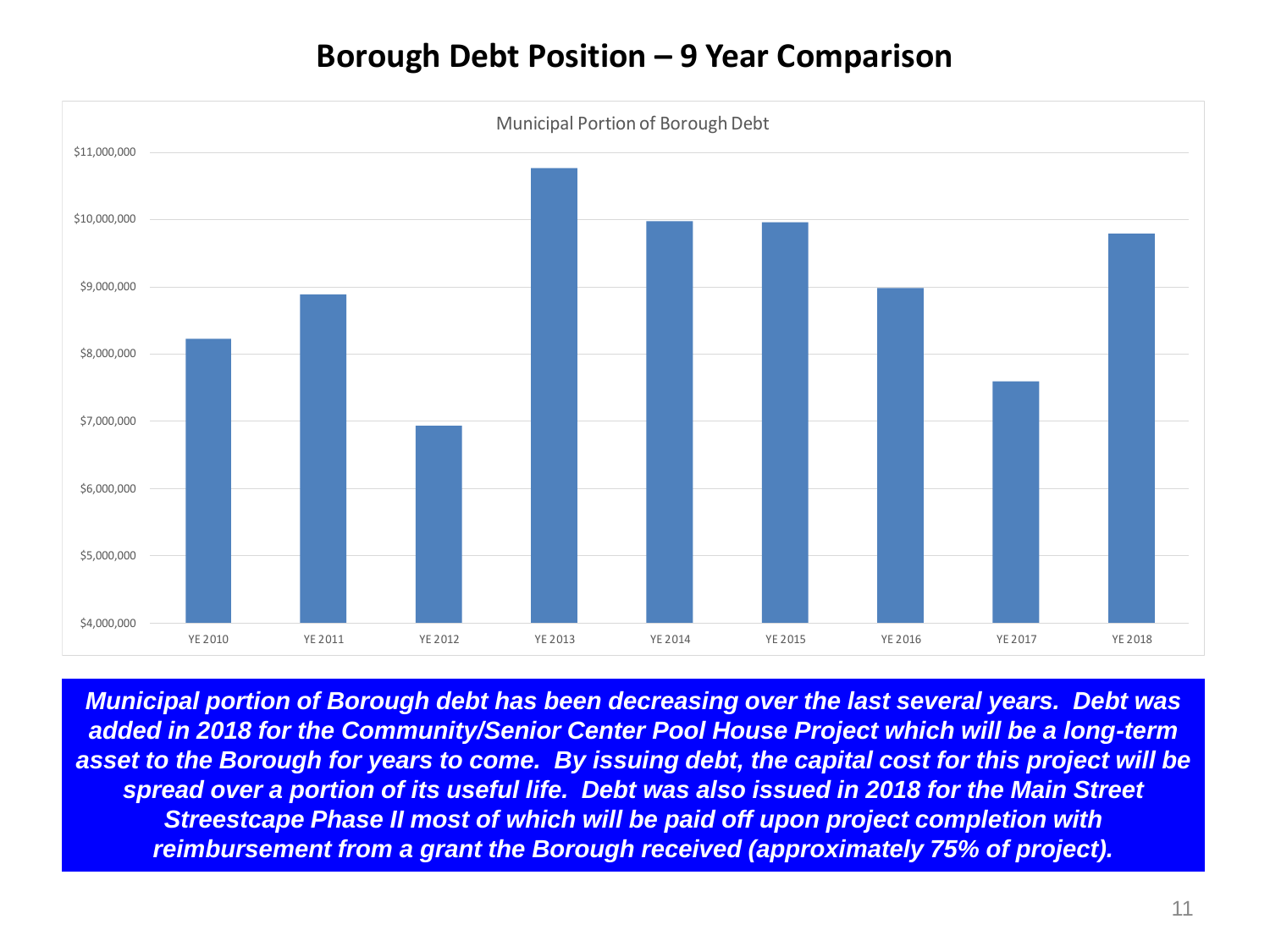# Borough Debt Position – 9 Year Comparison

Municipal Portion of Borough Debt

***Municipal portion of Borough debt has been decreasing over the last several years. Debt was added in 2018 for the Community/Senior Center Pool House Project which will be a long-term asset to the Borough for years to come. By issuing debt, the capital cost for this project will be spread over a portion of its useful life. Debt was also issued in 2018 for the Main Street Streestcape Phase II most of which will be paid off upon project completion with reimbursement from a grant the Borough received (approximately 75% of project).***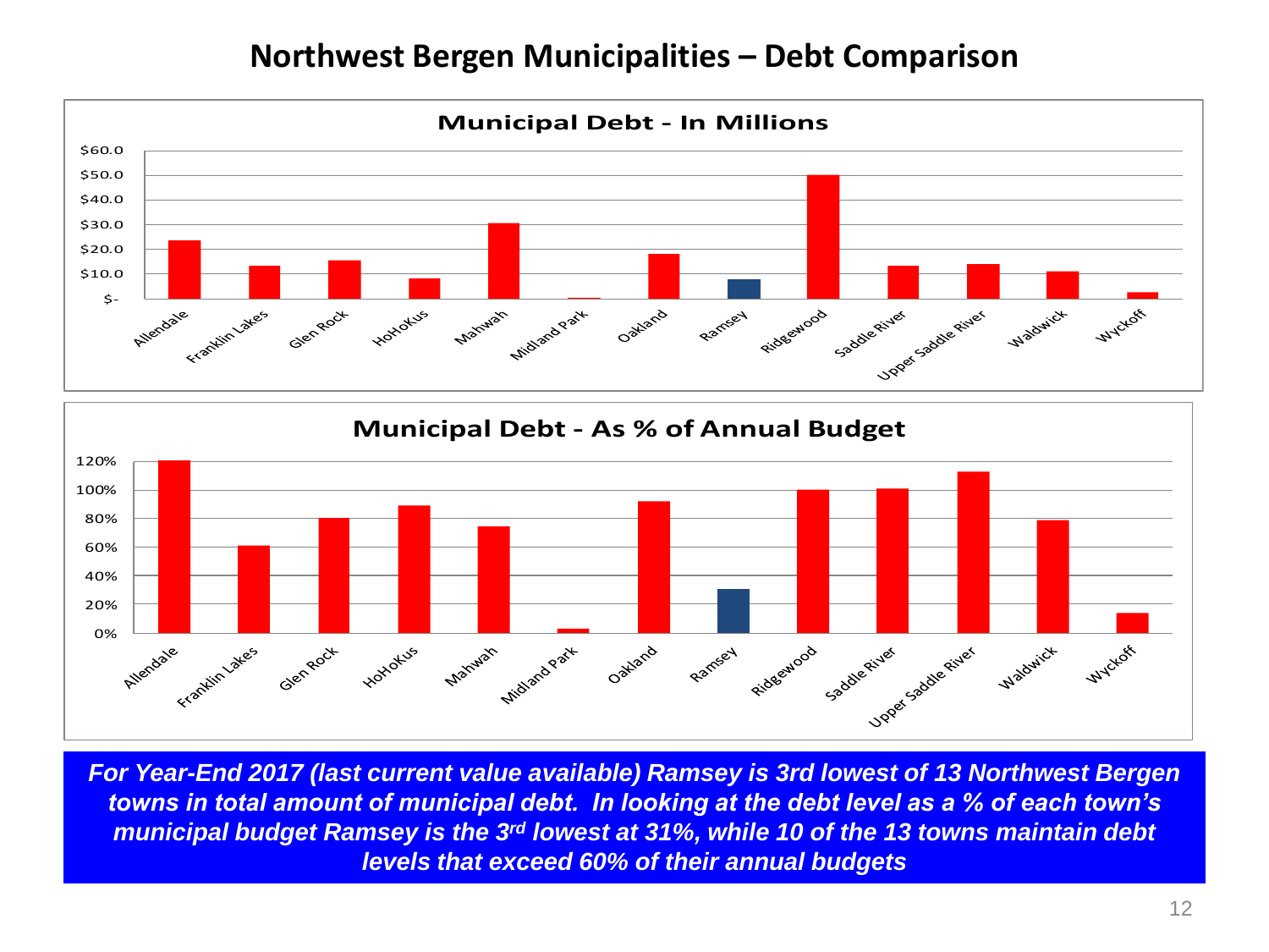# Northwest Bergen Municipalities – Debt Comparison

**Municipal Debt - In Millions**

**Municipal Debt - As % of Annual Budget**

***For Year-End 2017 (last current value available) Ramsey is 3rd lowest of 13 Northwest Bergen towns in total amount of municipal debt. In looking at the debt level as a % of each town's municipal budget Ramsey is the 3rd lowest at 31%, while 10 of the 13 towns maintain debt levels that exceed 60% of their annual budgets***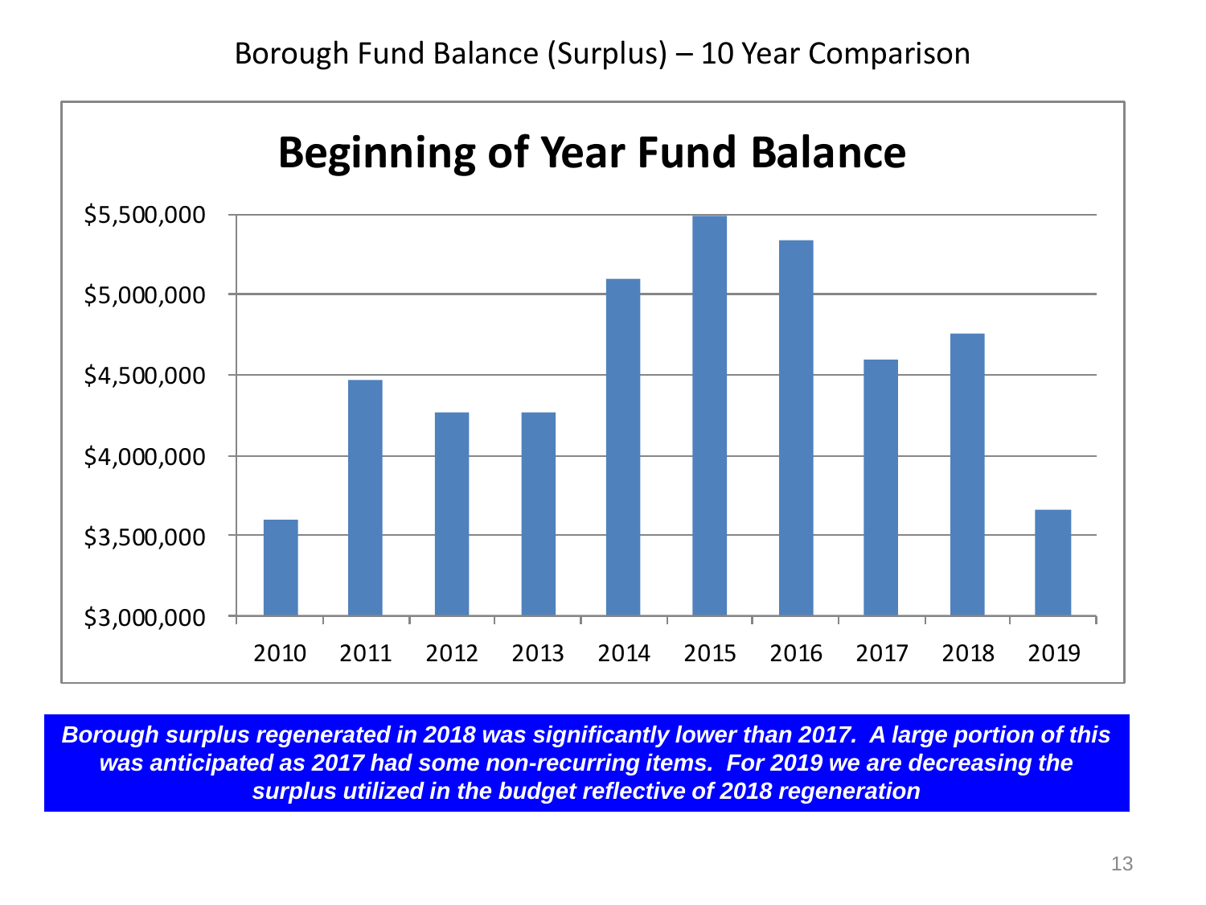# Borough Fund Balance (Surplus) – 10 Year Comparison

## Beginning of Year Fund Balance

| Year | Fund Balance (approx.) |
|---|---|
| 2010 | $3,600,000 |
| 2011 | $4,470,000 |
| 2012 | $4,270,000 |
| 2013 | $4,270,000 |
| 2014 | $5,100,000 |
| 2015 | $5,490,000 |
| 2016 | $5,340,000 |
| 2017 | $4,600,000 |
| 2018 | $4,760,000 |
| 2019 | $3,660,000 |

***Borough surplus regenerated in 2018 was significantly lower than 2017. A large portion of this was anticipated as 2017 had some non-recurring items. For 2019 we are decreasing the surplus utilized in the budget reflective of 2018 regeneration***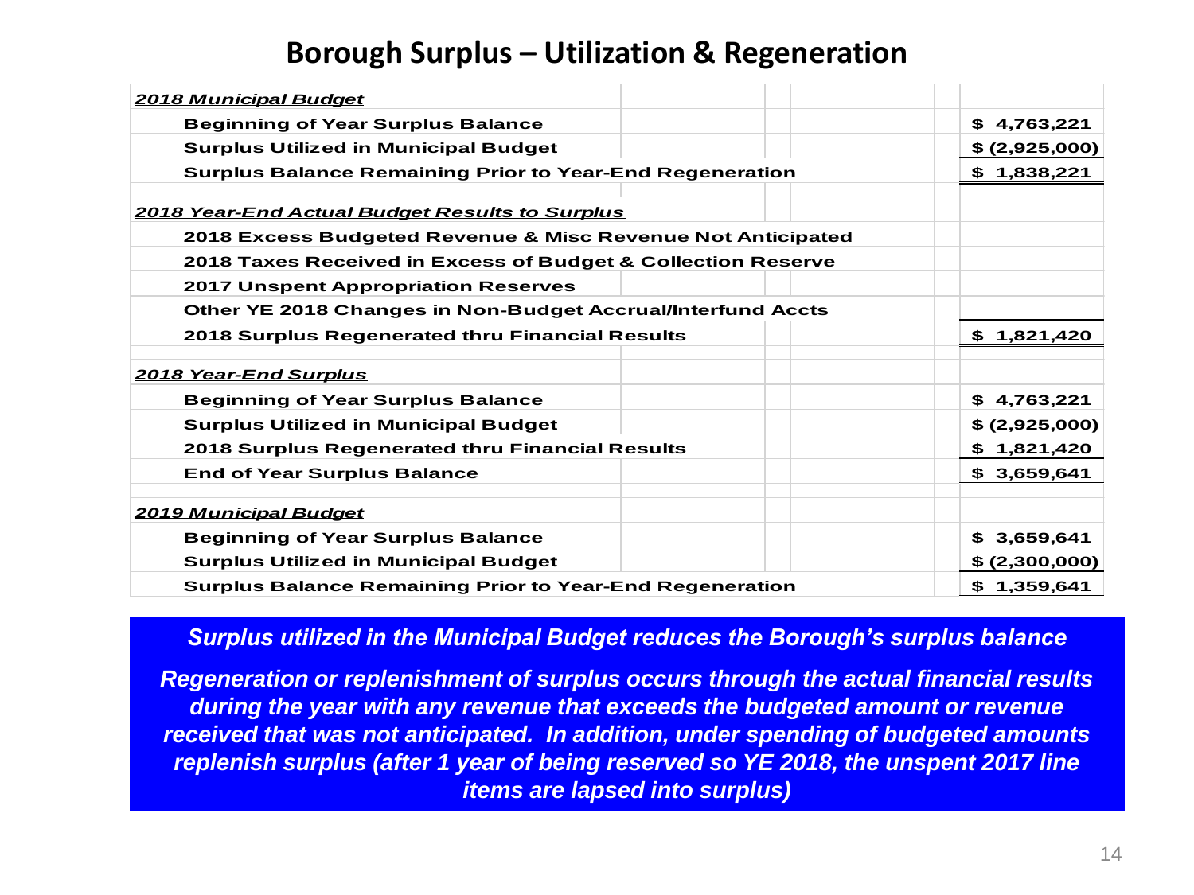# Borough Surplus – Utilization & Regeneration

| | |
|---|---|
| ***2018 Municipal Budget*** | |
| **Beginning of Year Surplus Balance** | **$ 4,763,221** |
| **Surplus Utilized in Municipal Budget** | **$ (2,925,000)** |
| **Surplus Balance Remaining Prior to Year-End Regeneration** | **$ 1,838,221** |
| | |
| ***2018 Year-End Actual Budget Results to Surplus*** | |
| **2018 Excess Budgeted Revenue & Misc Revenue Not Anticipated** | |
| **2018 Taxes Received in Excess of Budget & Collection Reserve** | |
| **2017 Unspent Appropriation Reserves** | |
| **Other YE 2018 Changes in Non-Budget Accrual/Interfund Accts** | |
| **2018 Surplus Regenerated thru Financial Results** | **$ 1,821,420** |
| | |
| ***2018 Year-End Surplus*** | |
| **Beginning of Year Surplus Balance** | **$ 4,763,221** |
| **Surplus Utilized in Municipal Budget** | **$ (2,925,000)** |
| **2018 Surplus Regenerated thru Financial Results** | **$ 1,821,420** |
| **End of Year Surplus Balance** | **$ 3,659,641** |
| | |
| ***2019 Municipal Budget*** | |
| **Beginning of Year Surplus Balance** | **$ 3,659,641** |
| **Surplus Utilized in Municipal Budget** | **$ (2,300,000)** |
| **Surplus Balance Remaining Prior to Year-End Regeneration** | **$ 1,359,641** |

***Surplus utilized in the Municipal Budget reduces the Borough's surplus balance***

***Regeneration or replenishment of surplus occurs through the actual financial results during the year with any revenue that exceeds the budgeted amount or revenue received that was not anticipated. In addition, under spending of budgeted amounts replenish surplus (after 1 year of being reserved so YE 2018, the unspent 2017 line items are lapsed into surplus)***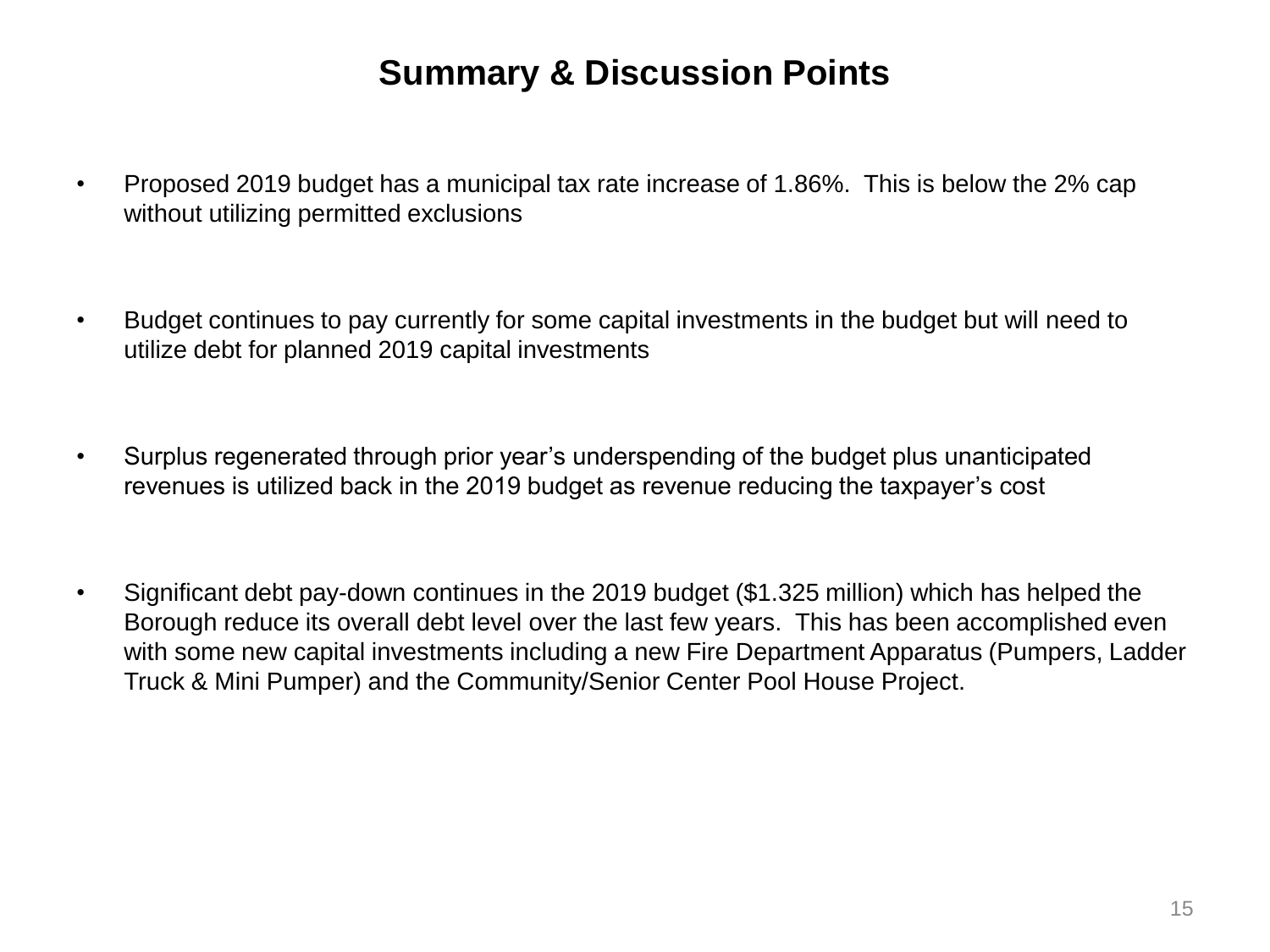# Summary & Discussion Points

- Proposed 2019 budget has a municipal tax rate increase of 1.86%. This is below the 2% cap without utilizing permitted exclusions

- Budget continues to pay currently for some capital investments in the budget but will need to utilize debt for planned 2019 capital investments

- Surplus regenerated through prior year's underspending of the budget plus unanticipated revenues is utilized back in the 2019 budget as revenue reducing the taxpayer's cost

- Significant debt pay-down continues in the 2019 budget ($1.325 million) which has helped the Borough reduce its overall debt level over the last few years. This has been accomplished even with some new capital investments including a new Fire Department Apparatus (Pumpers, Ladder Truck & Mini Pumper) and the Community/Senior Center Pool House Project.